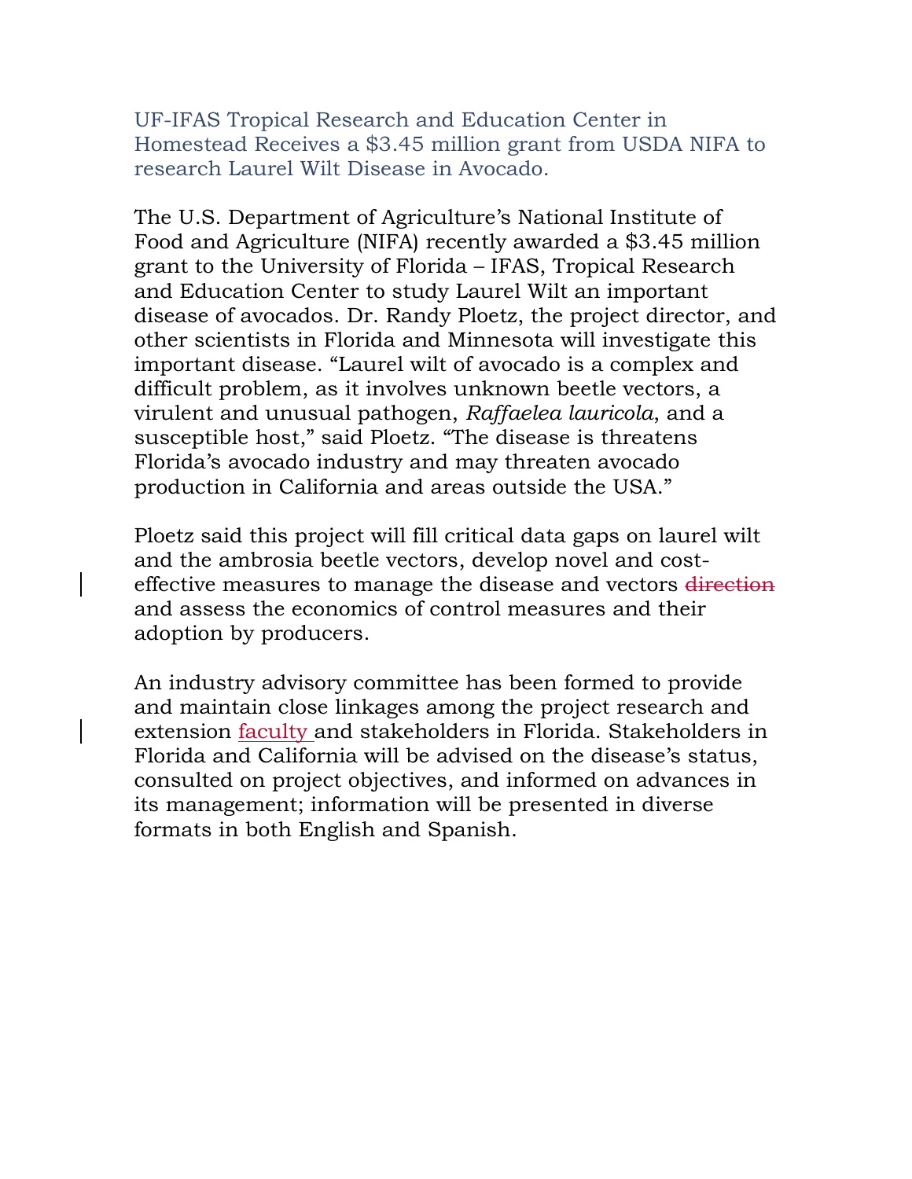# UF-IFAS Tropical Research and Education Center in Homestead Receives a $3.45 million grant from USDA NIFA to research Laurel Wilt Disease in Avocado.

The U.S. Department of Agriculture's National Institute of Food and Agriculture (NIFA) recently awarded a $3.45 million grant to the University of Florida – IFAS, Tropical Research and Education Center to study Laurel Wilt an important disease of avocados. Dr. Randy Ploetz, the project director, and other scientists in Florida and Minnesota will investigate this important disease. "Laurel wilt of avocado is a complex and difficult problem, as it involves unknown beetle vectors, a virulent and unusual pathogen, *Raffaelea lauricola*, and a susceptible host," said Ploetz. "The disease is threatens Florida's avocado industry and may threaten avocado production in California and areas outside the USA."

Ploetz said this project will fill critical data gaps on laurel wilt and the ambrosia beetle vectors, develop novel and cost-effective measures to manage the disease and vectors ~~direction~~ and assess the economics of control measures and their adoption by producers.

An industry advisory committee has been formed to provide and maintain close linkages among the project research and extension faculty and stakeholders in Florida. Stakeholders in Florida and California will be advised on the disease's status, consulted on project objectives, and informed on advances in its management; information will be presented in diverse formats in both English and Spanish.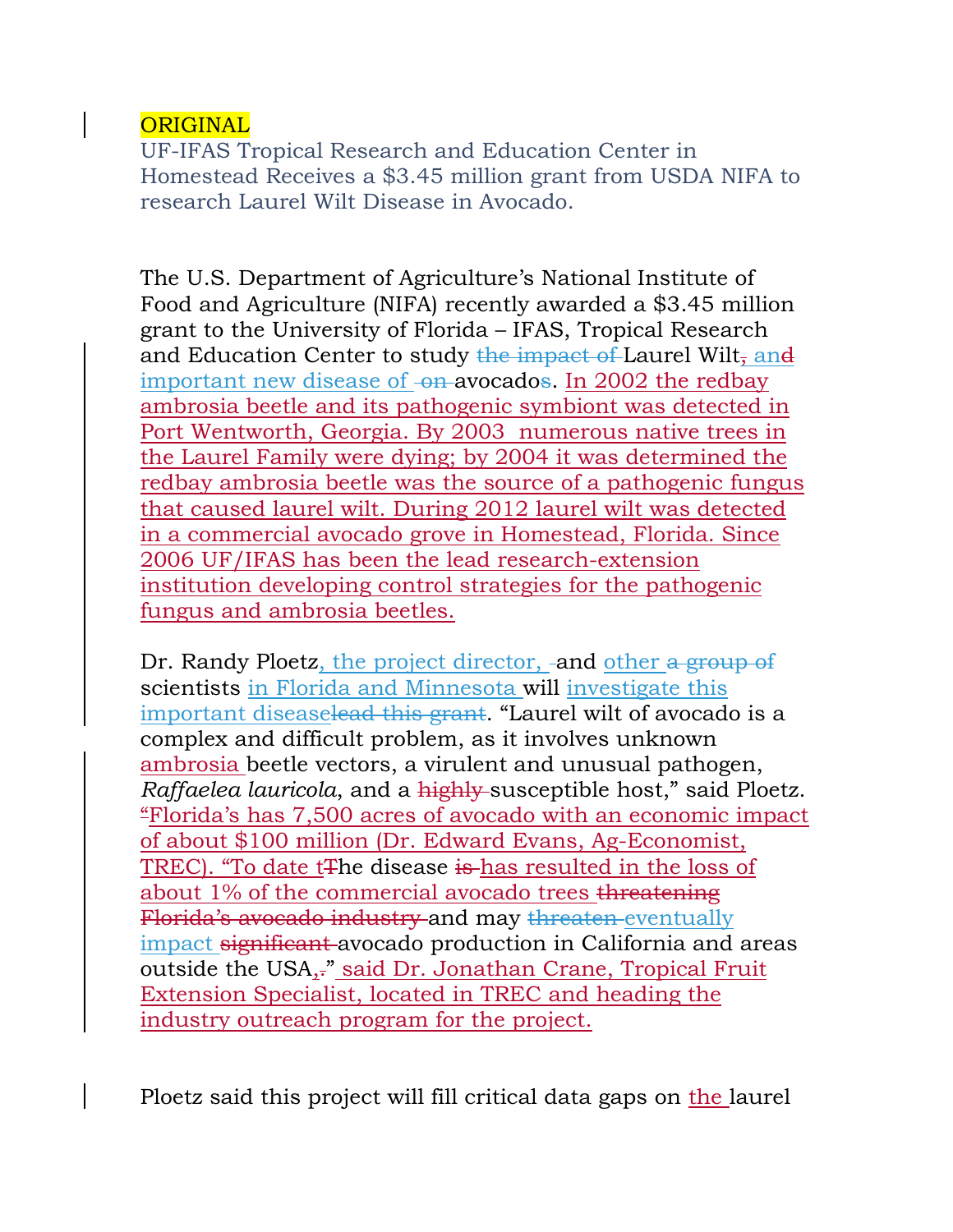ORIGINAL

UF-IFAS Tropical Research and Education Center in Homestead Receives a $3.45 million grant from USDA NIFA to research Laurel Wilt Disease in Avocado.

The U.S. Department of Agriculture's National Institute of Food and Agriculture (NIFA) recently awarded a $3.45 million grant to the University of Florida – IFAS, Tropical Research and Education Center to study ~~the impact of~~ Laurel Wilt~~,~~ an~~d~~ important new disease of ~~on~~ avocado~~s~~. In 2002 the redbay ambrosia beetle and its pathogenic symbiont was detected in Port Wentworth, Georgia. By 2003 numerous native trees in the Laurel Family were dying; by 2004 it was determined the redbay ambrosia beetle was the source of a pathogenic fungus that caused laurel wilt. During 2012 laurel wilt was detected in a commercial avocado grove in Homestead, Florida. Since 2006 UF/IFAS has been the lead research-extension institution developing control strategies for the pathogenic fungus and ambrosia beetles.

Dr. Randy Ploetz, the project director, ~~-~~and other ~~a group of~~ scientists in Florida and Minnesota will investigate this important disease~~lead this grant~~. "Laurel wilt of avocado is a complex and difficult problem, as it involves unknown ambrosia beetle vectors, a virulent and unusual pathogen, *Raffaelea lauricola*, and a ~~highly~~ susceptible host," said Ploetz. ~~"~~Florida's has 7,500 acres of avocado with an economic impact of about $100 million (Dr. Edward Evans, Ag-Economist, TREC). "To date t~~T~~he disease ~~is~~ has resulted in the loss of about 1% of the commercial avocado trees ~~threatening Florida's avocado industry~~ and may ~~threaten~~ eventually impact ~~significant~~ avocado production in California and areas outside the USA,~~.~~" said Dr. Jonathan Crane, Tropical Fruit Extension Specialist, located in TREC and heading the industry outreach program for the project.

Ploetz said this project will fill critical data gaps on the laurel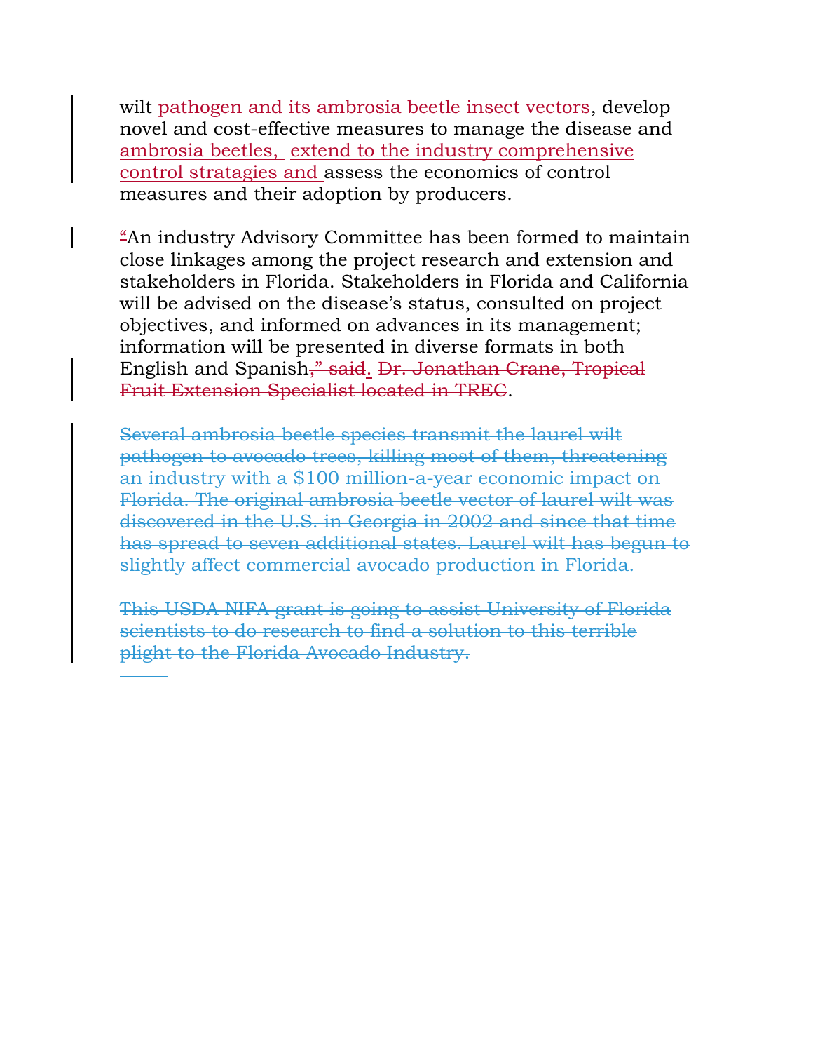wilt pathogen and its ambrosia beetle insect vectors, develop novel and cost-effective measures to manage the disease and ambrosia beetles, extend to the industry comprehensive control stratagies and assess the economics of control measures and their adoption by producers.

"An industry Advisory Committee has been formed to maintain close linkages among the project research and extension and stakeholders in Florida. Stakeholders in Florida and California will be advised on the disease's status, consulted on project objectives, and informed on advances in its management; information will be presented in diverse formats in both English and Spanish," said. Dr. Jonathan Crane, Tropical Fruit Extension Specialist located in TREC.

~~Several ambrosia beetle species transmit the laurel wilt pathogen to avocado trees, killing most of them, threatening an industry with a $100 million-a-year economic impact on Florida. The original ambrosia beetle vector of laurel wilt was discovered in the U.S. in Georgia in 2002 and since that time has spread to seven additional states. Laurel wilt has begun to slightly affect commercial avocado production in Florida.~~

~~This USDA NIFA grant is going to assist University of Florida scientists to do research to find a solution to this terrible plight to the Florida Avocado Industry.~~